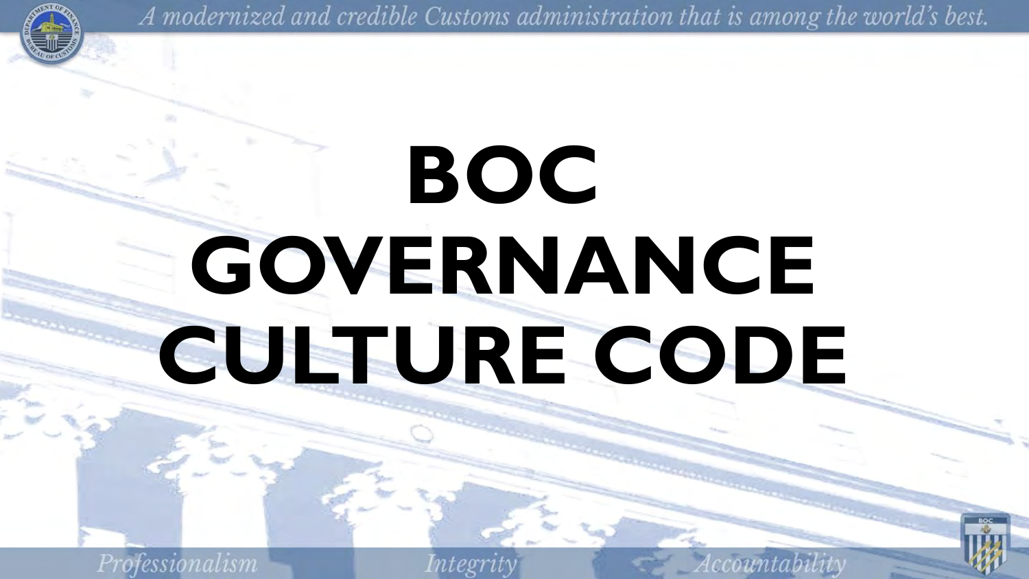# BOC GOVERNANCE CULTURE CODE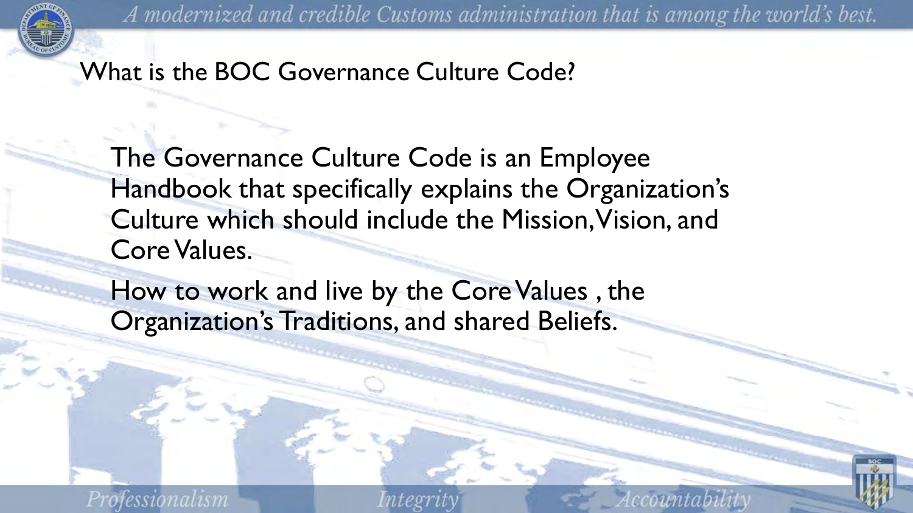## What is the BOC Governance Culture Code?

The Governance Culture Code is an Employee Handbook that specifically explains the Organization's Culture which should include the Mission, Vision, and Core Values.

How to work and live by the Core Values , the Organization's Traditions, and shared Beliefs.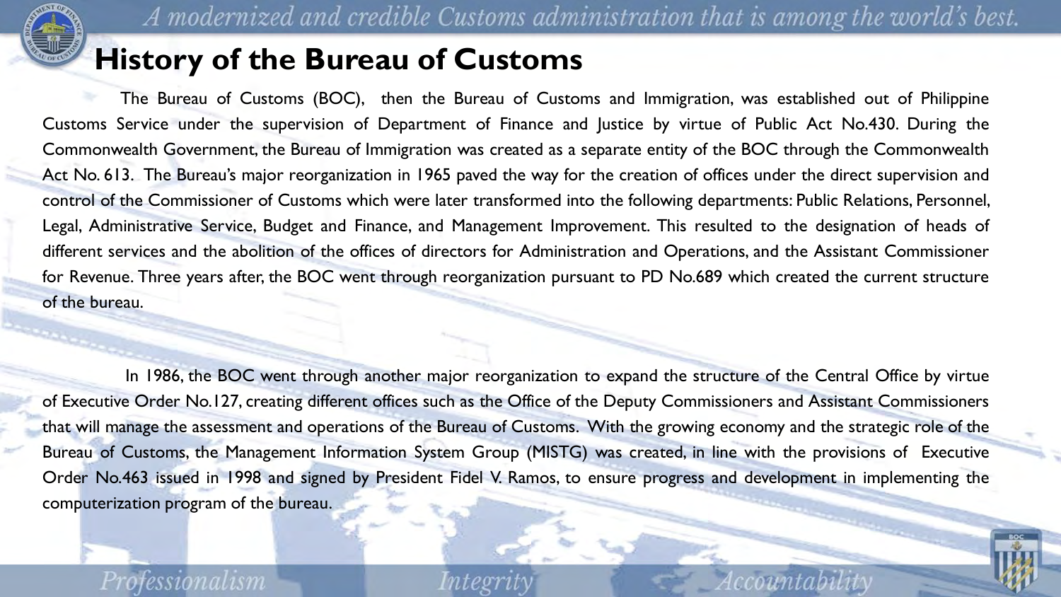# History of the Bureau of Customs

The Bureau of Customs (BOC), then the Bureau of Customs and Immigration, was established out of Philippine Customs Service under the supervision of Department of Finance and Justice by virtue of Public Act No.430. During the Commonwealth Government, the Bureau of Immigration was created as a separate entity of the BOC through the Commonwealth Act No. 613. The Bureau's major reorganization in 1965 paved the way for the creation of offices under the direct supervision and control of the Commissioner of Customs which were later transformed into the following departments: Public Relations, Personnel, Legal, Administrative Service, Budget and Finance, and Management Improvement. This resulted to the designation of heads of different services and the abolition of the offices of directors for Administration and Operations, and the Assistant Commissioner for Revenue. Three years after, the BOC went through reorganization pursuant to PD No.689 which created the current structure of the bureau.

In 1986, the BOC went through another major reorganization to expand the structure of the Central Office by virtue of Executive Order No.127, creating different offices such as the Office of the Deputy Commissioners and Assistant Commissioners that will manage the assessment and operations of the Bureau of Customs. With the growing economy and the strategic role of the Bureau of Customs, the Management Information System Group (MISTG) was created, in line with the provisions of Executive Order No.463 issued in 1998 and signed by President Fidel V. Ramos, to ensure progress and development in implementing the computerization program of the bureau.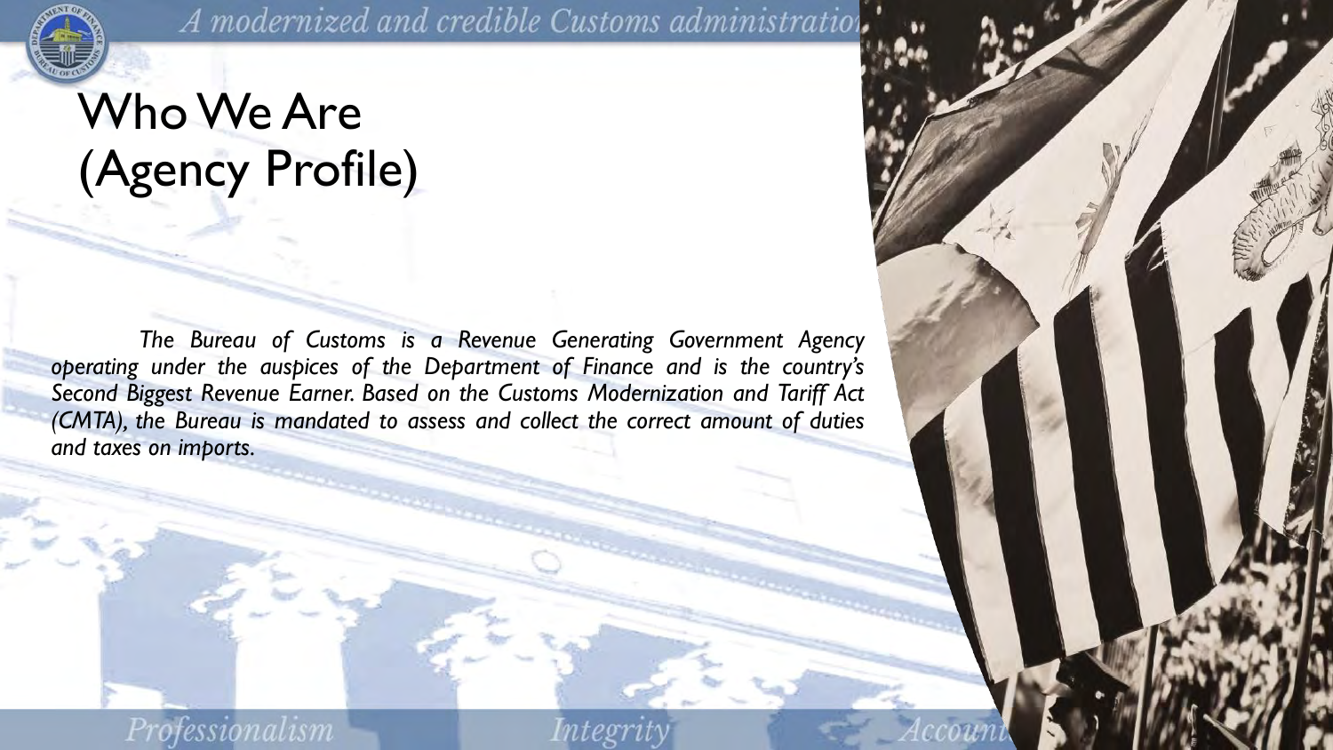# Who We Are (Agency Profile)

*The Bureau of Customs is a Revenue Generating Government Agency operating under the auspices of the Department of Finance and is the country's Second Biggest Revenue Earner. Based on the Customs Modernization and Tariff Act (CMTA), the Bureau is mandated to assess and collect the correct amount of duties and taxes on imports.*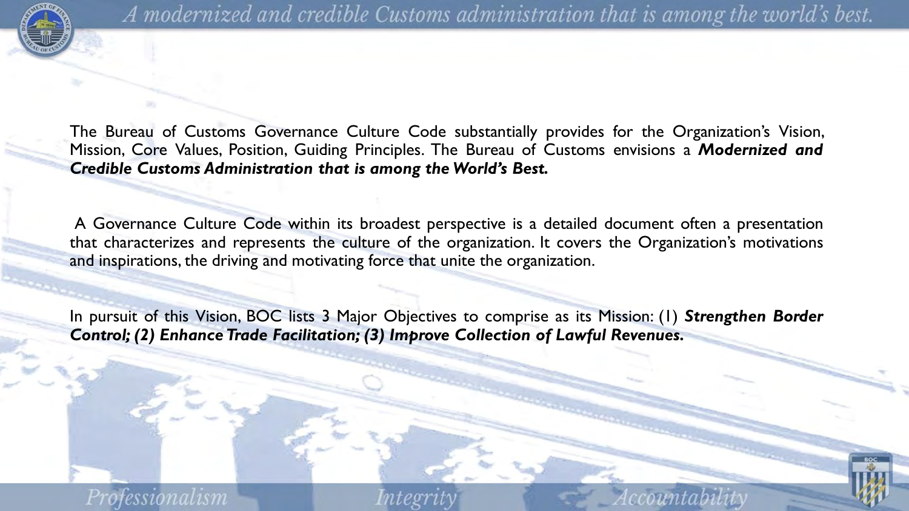The Bureau of Customs Governance Culture Code substantially provides for the Organization's Vision, Mission, Core Values, Position, Guiding Principles. The Bureau of Customs envisions a ***Modernized and Credible Customs Administration that is among the World's Best.***

A Governance Culture Code within its broadest perspective is a detailed document often a presentation that characterizes and represents the culture of the organization. It covers the Organization's motivations and inspirations, the driving and motivating force that unite the organization.

In pursuit of this Vision, BOC lists 3 Major Objectives to comprise as its Mission: (1) ***Strengthen Border Control; (2) Enhance Trade Facilitation; (3) Improve Collection of Lawful Revenues.***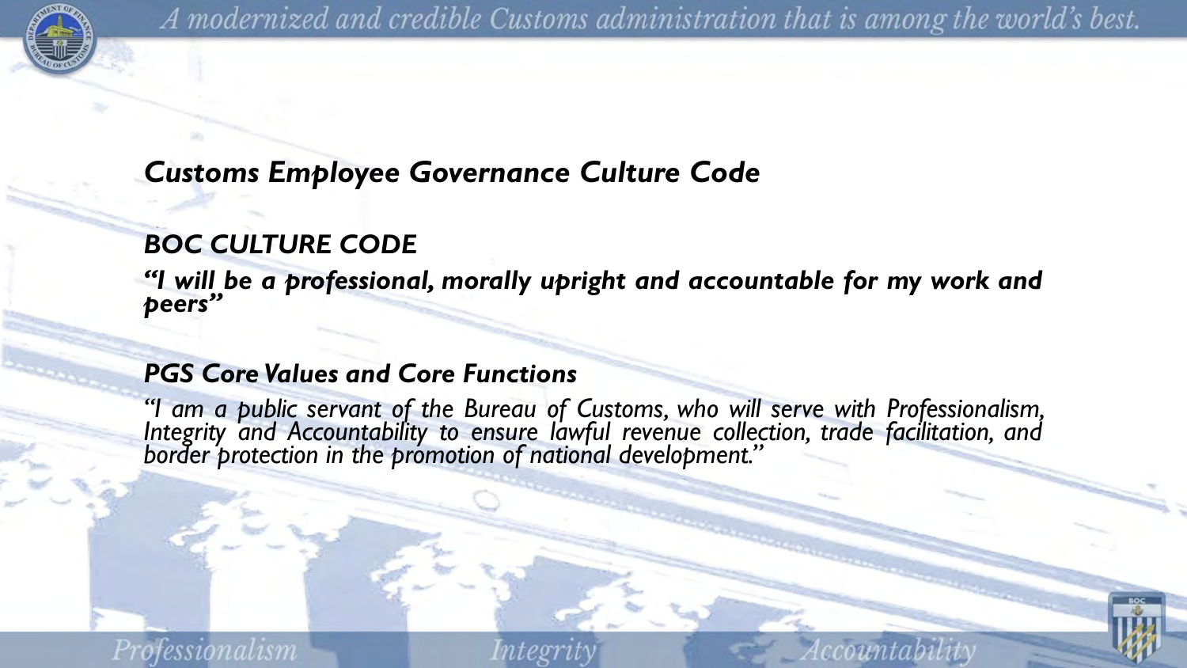## *Customs Employee Governance Culture Code*

### *BOC CULTURE CODE*

***"I will be a professional, morally upright and accountable for my work and peers"***

### *PGS Core Values and Core Functions*

*"I am a public servant of the Bureau of Customs, who will serve with Professionalism, Integrity and Accountability to ensure lawful revenue collection, trade facilitation, and border protection in the promotion of national development."*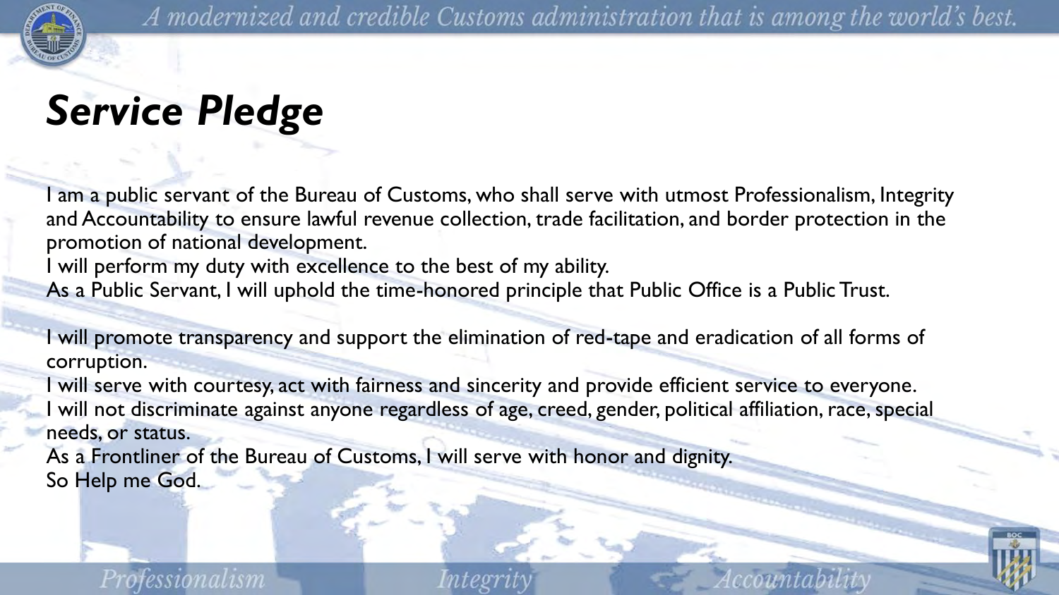# *Service Pledge*

I am a public servant of the Bureau of Customs, who shall serve with utmost Professionalism, Integrity and Accountability to ensure lawful revenue collection, trade facilitation, and border protection in the promotion of national development.
I will perform my duty with excellence to the best of my ability.
As a Public Servant, I will uphold the time-honored principle that Public Office is a Public Trust.

I will promote transparency and support the elimination of red-tape and eradication of all forms of corruption.
I will serve with courtesy, act with fairness and sincerity and provide efficient service to everyone.
I will not discriminate against anyone regardless of age, creed, gender, political affiliation, race, special needs, or status.
As a Frontliner of the Bureau of Customs, I will serve with honor and dignity.
So Help me God.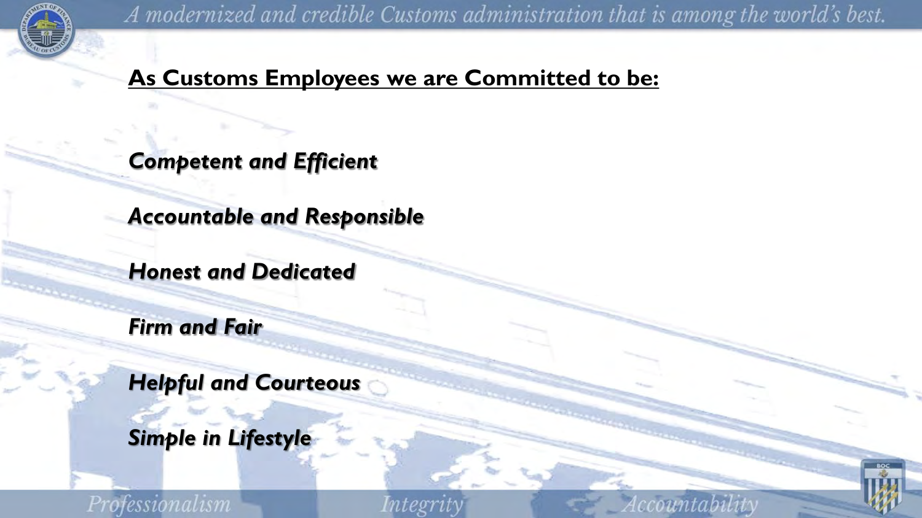## As Customs Employees we are Committed to be:

***Competent and Efficient***

***Accountable and Responsible***

***Honest and Dedicated***

***Firm and Fair***

***Helpful and Courteous***

***Simple in Lifestyle***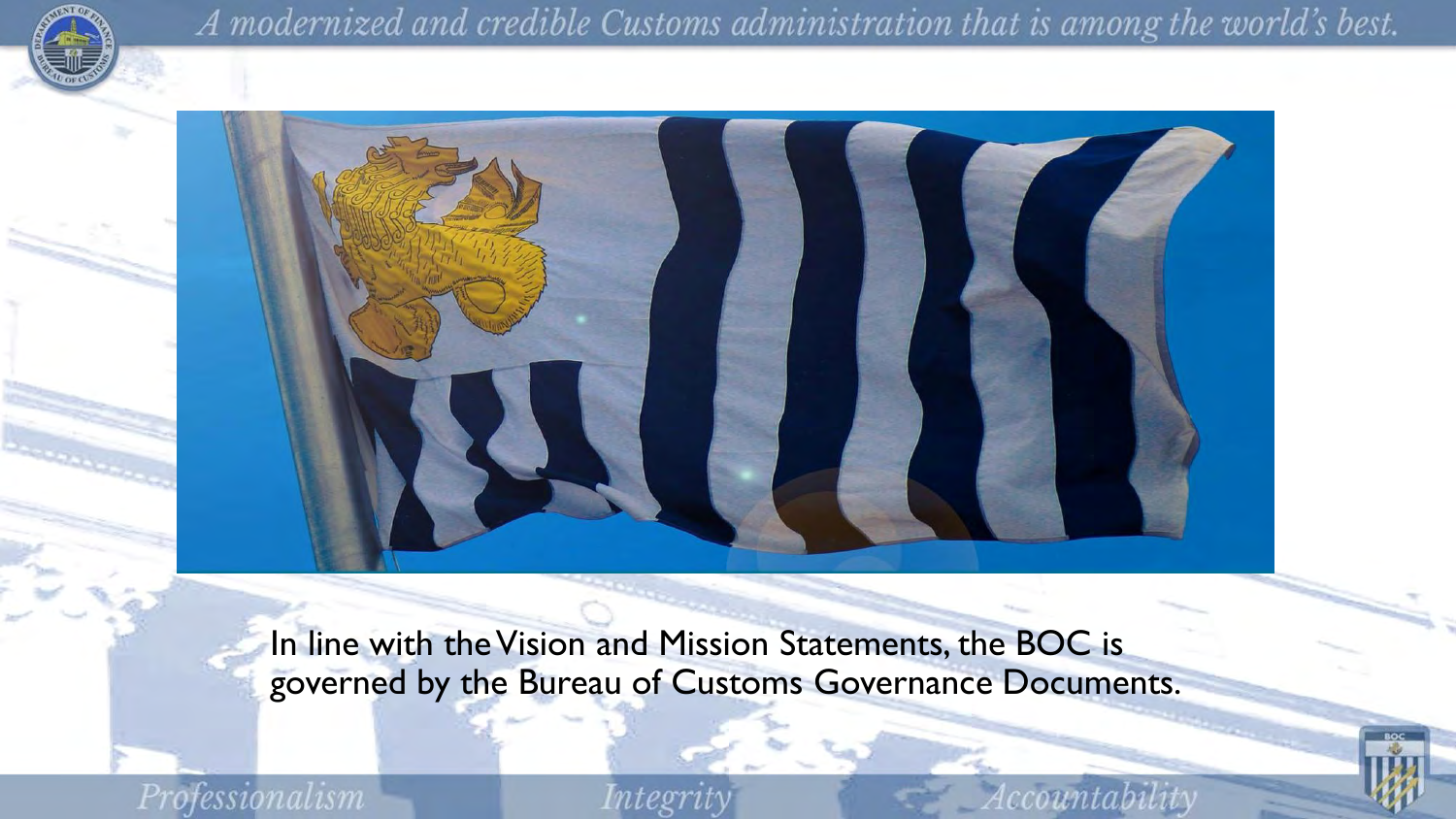In line with the Vision and Mission Statements, the BOC is governed by the Bureau of Customs Governance Documents.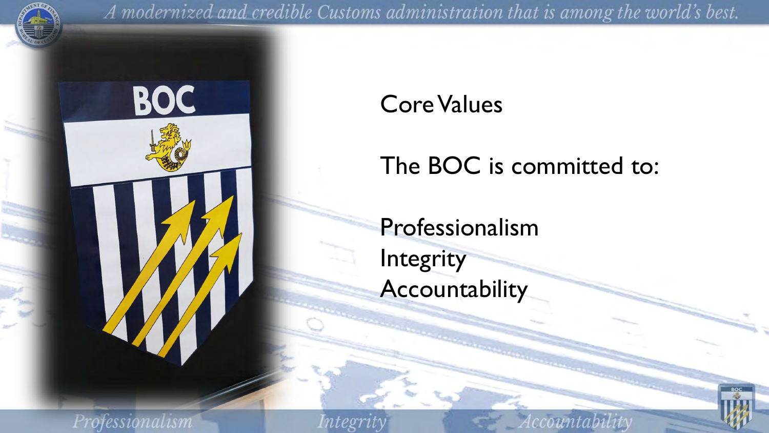Core Values

The BOC is committed to:

Professionalism
Integrity
Accountability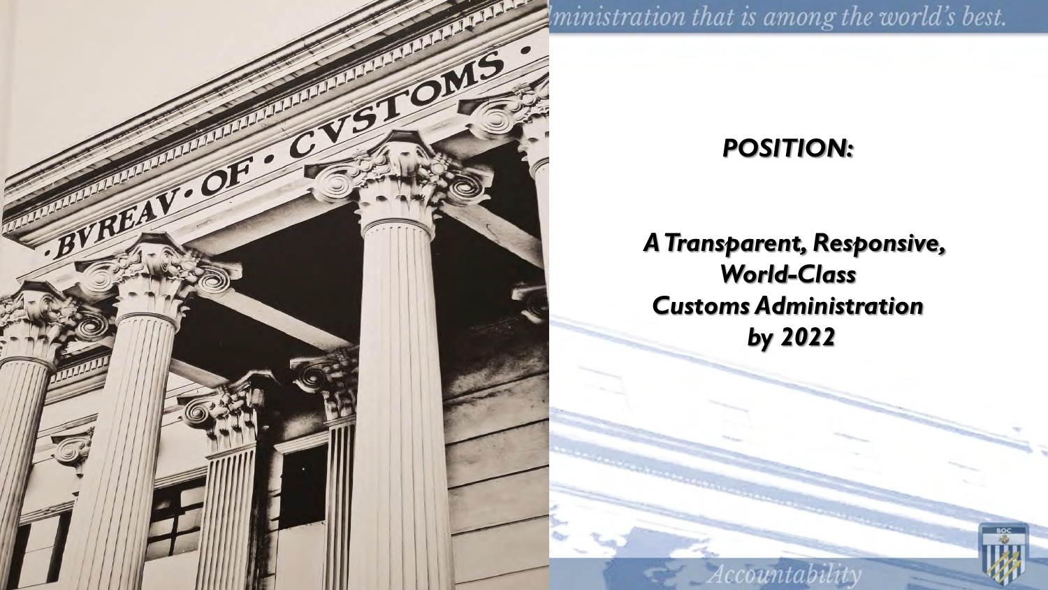ministration that is among the world's best.

***POSITION:***

***A Transparent, Responsive, World-Class Customs Administration by 2022***

*Accountability*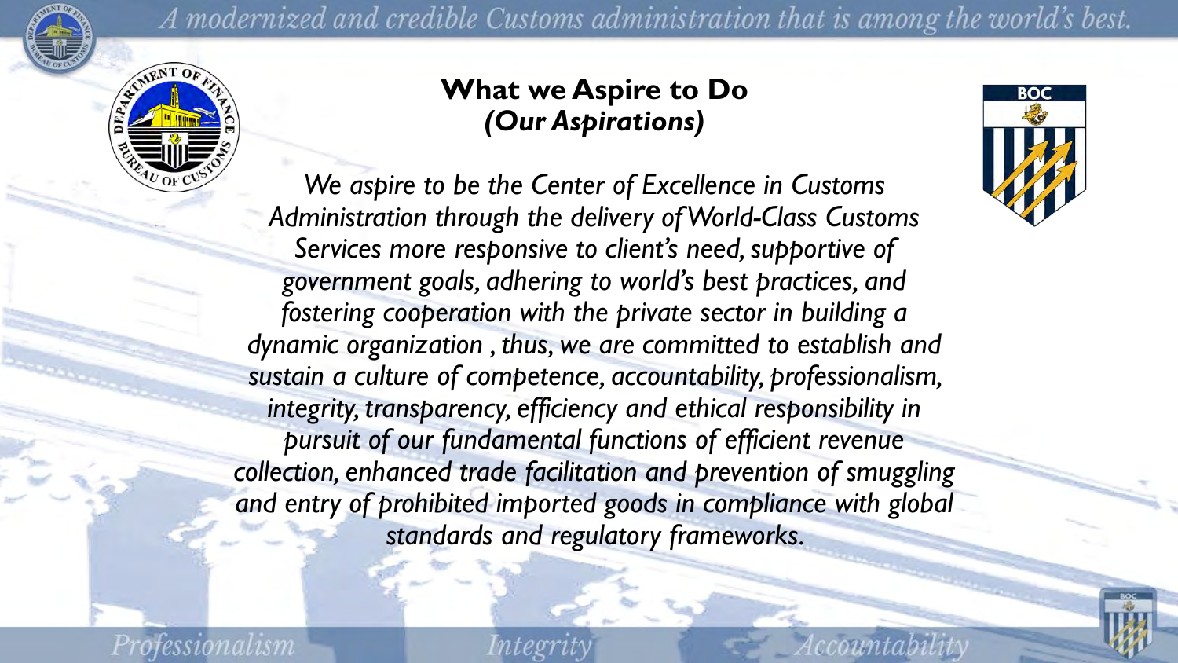## What we Aspire to Do
## *(Our Aspirations)*

*We aspire to be the Center of Excellence in Customs Administration through the delivery of World-Class Customs Services more responsive to client's need, supportive of government goals, adhering to world's best practices, and fostering cooperation with the private sector in building a dynamic organization , thus, we are committed to establish and sustain a culture of competence, accountability, professionalism, integrity, transparency, efficiency and ethical responsibility in pursuit of our fundamental functions of efficient revenue collection, enhanced trade facilitation and prevention of smuggling and entry of prohibited imported goods in compliance with global standards and regulatory frameworks.*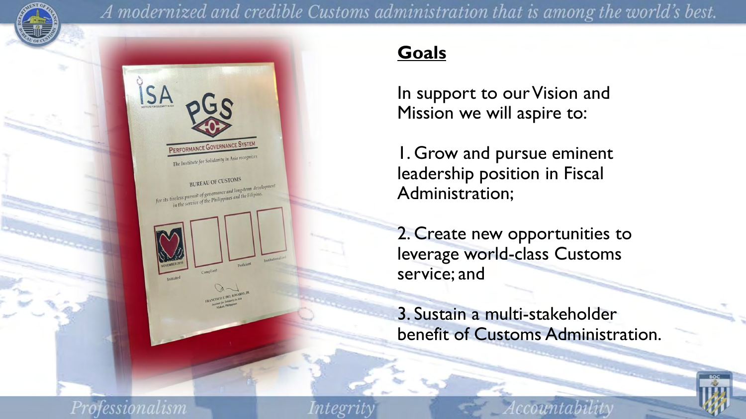## Goals

In support to our Vision and Mission we will aspire to:

1. Grow and pursue eminent leadership position in Fiscal Administration;

2. Create new opportunities to leverage world-class Customs service; and

3. Sustain a multi-stakeholder benefit of Customs Administration.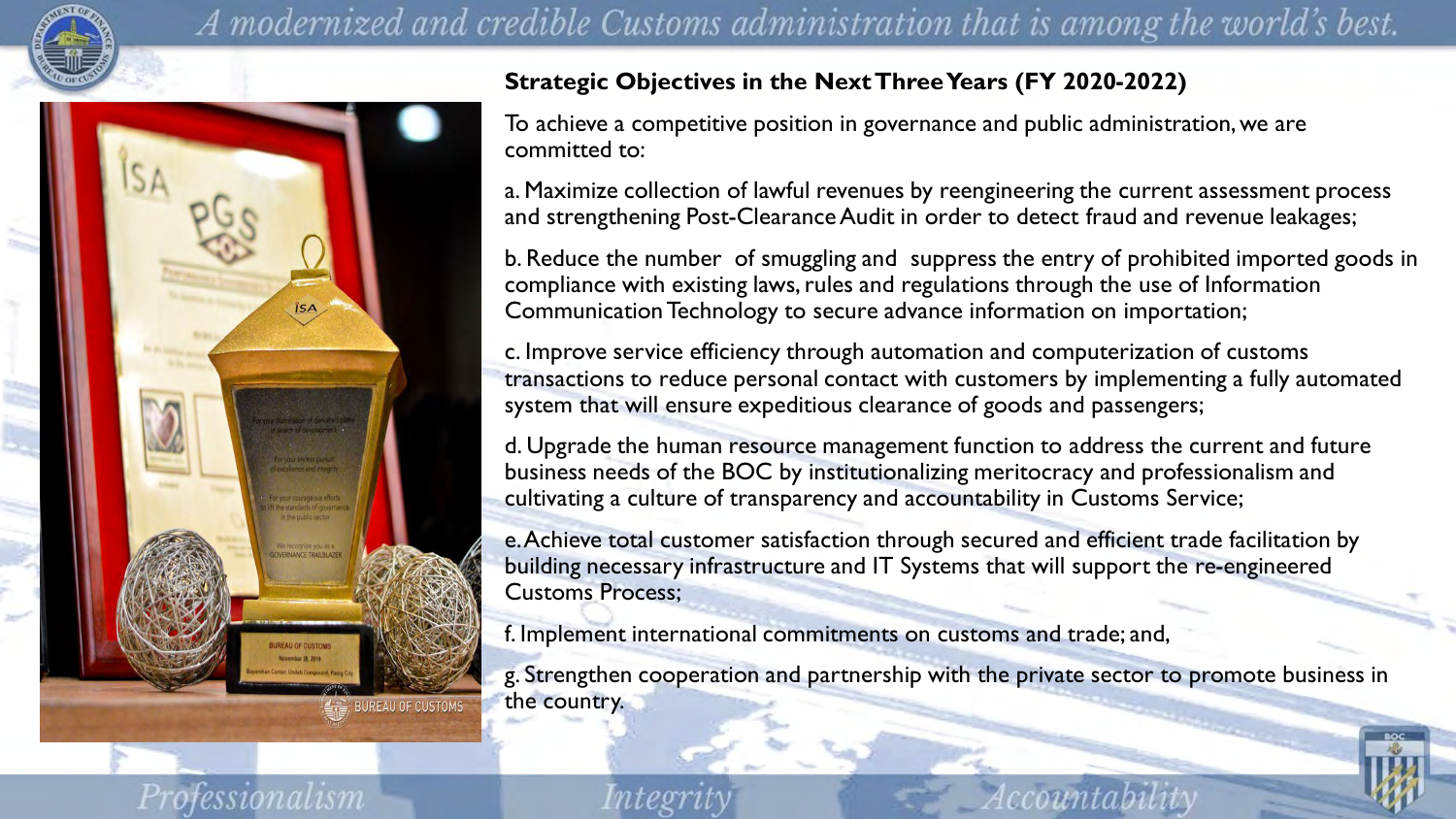## Strategic Objectives in the Next Three Years (FY 2020-2022)

To achieve a competitive position in governance and public administration, we are committed to:

a. Maximize collection of lawful revenues by reengineering the current assessment process and strengthening Post-Clearance Audit in order to detect fraud and revenue leakages;

b. Reduce the number of smuggling and suppress the entry of prohibited imported goods in compliance with existing laws, rules and regulations through the use of Information Communication Technology to secure advance information on importation;

c. Improve service efficiency through automation and computerization of customs transactions to reduce personal contact with customers by implementing a fully automated system that will ensure expeditious clearance of goods and passengers;

d. Upgrade the human resource management function to address the current and future business needs of the BOC by institutionalizing meritocracy and professionalism and cultivating a culture of transparency and accountability in Customs Service;

e. Achieve total customer satisfaction through secured and efficient trade facilitation by building necessary infrastructure and IT Systems that will support the re-engineered Customs Process;

f. Implement international commitments on customs and trade; and,

g. Strengthen cooperation and partnership with the private sector to promote business in the country.